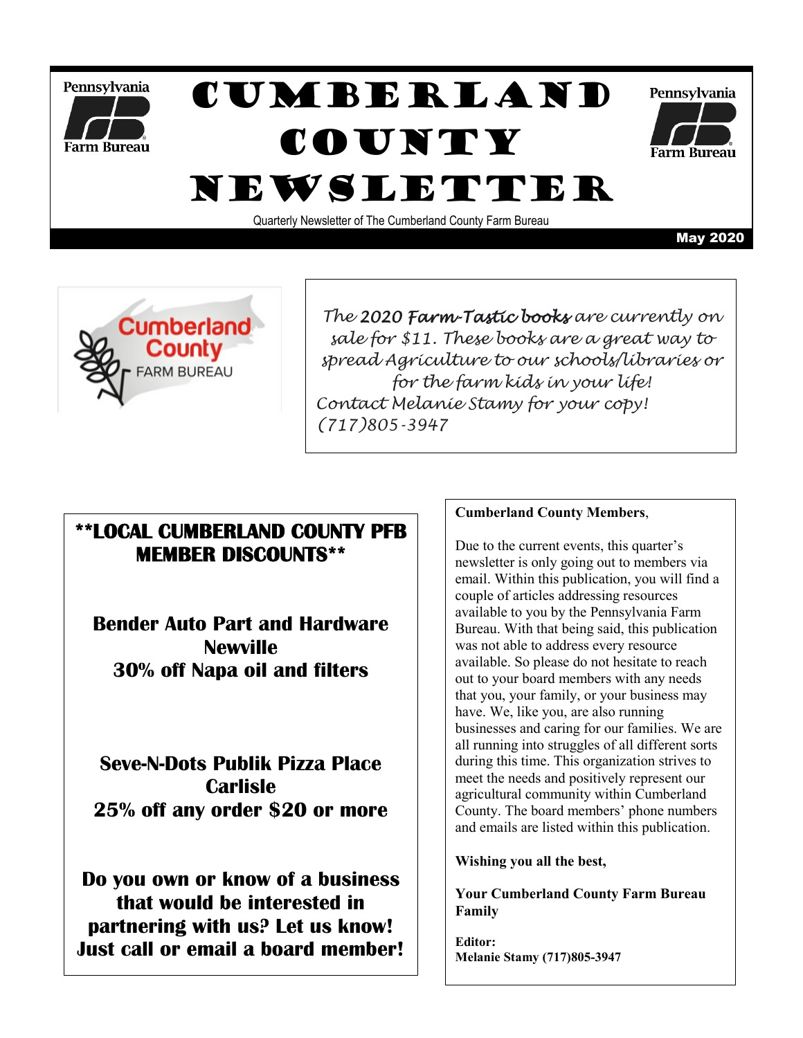# Cumberland County Newsletter

Quarterly Newsletter of The Cumberland County Farm Bureau

May 2020

*The 2020 **Farm-Tastic books** are currently on sale for $11. These books are a great way to spread Agriculture to our schools/libraries or for the farm kids in your life!*
*Contact Melanie Stamy for your copy!*
*(717)805-3947*

## **LOCAL CUMBERLAND COUNTY PFB MEMBER DISCOUNTS**

**Bender Auto Part and Hardware**
**Newville**
**30% off Napa oil and filters**

**Seve-N-Dots Publik Pizza Place**
**Carlisle**
**25% off any order $20 or more**

**Do you own or know of a business that would be interested in partnering with us? Let us know! Just call or email a board member!**

**Cumberland County Members**,

Due to the current events, this quarter's newsletter is only going out to members via email. Within this publication, you will find a couple of articles addressing resources available to you by the Pennsylvania Farm Bureau. With that being said, this publication was not able to address every resource available. So please do not hesitate to reach out to your board members with any needs that you, your family, or your business may have. We, like you, are also running businesses and caring for our families. We are all running into struggles of all different sorts during this time. This organization strives to meet the needs and positively represent our agricultural community within Cumberland County. The board members' phone numbers and emails are listed within this publication.

**Wishing you all the best,**

**Your Cumberland County Farm Bureau Family**

**Editor:**
**Melanie Stamy (717)805-3947**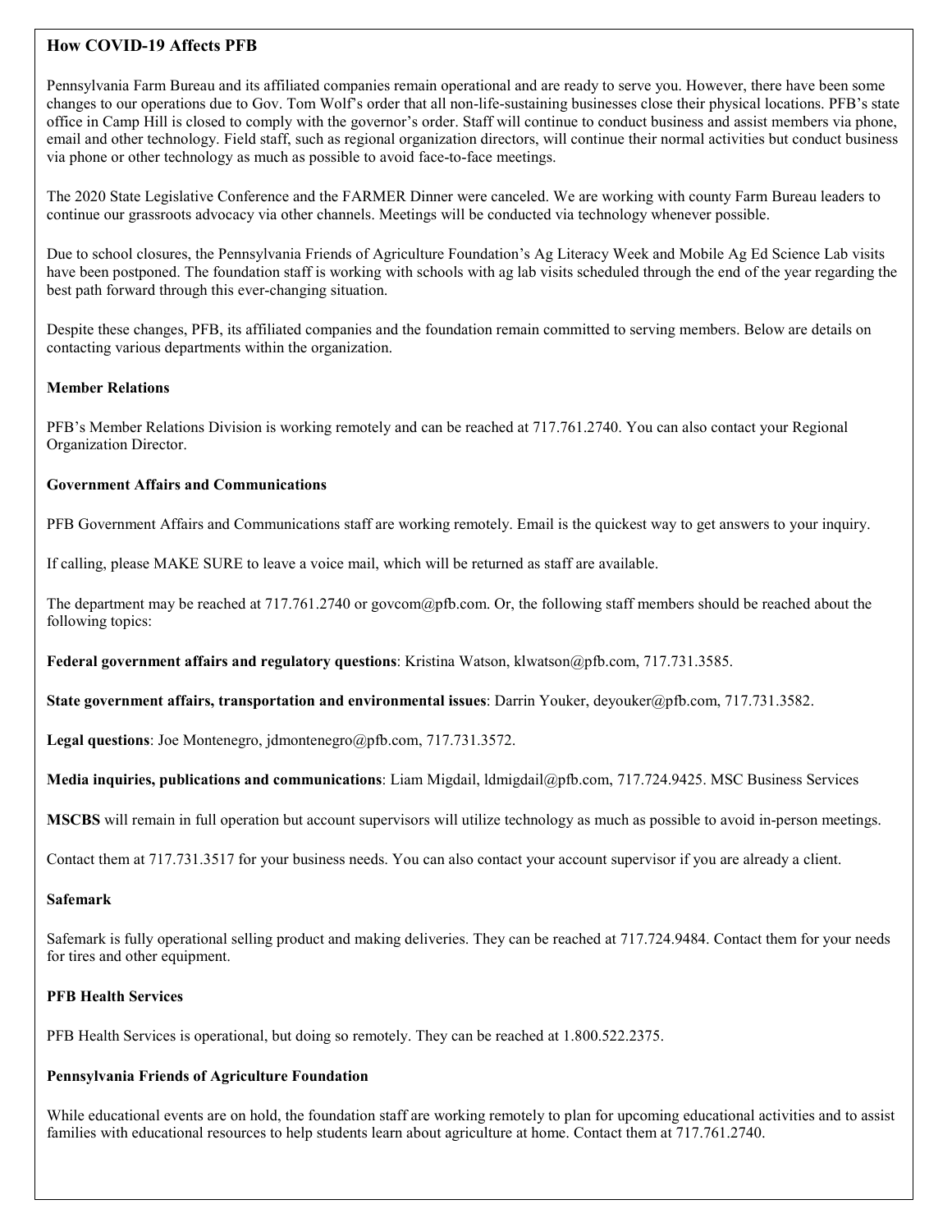## How COVID-19 Affects PFB

Pennsylvania Farm Bureau and its affiliated companies remain operational and are ready to serve you. However, there have been some changes to our operations due to Gov. Tom Wolf's order that all non-life-sustaining businesses close their physical locations. PFB's state office in Camp Hill is closed to comply with the governor's order. Staff will continue to conduct business and assist members via phone, email and other technology. Field staff, such as regional organization directors, will continue their normal activities but conduct business via phone or other technology as much as possible to avoid face-to-face meetings.

The 2020 State Legislative Conference and the FARMER Dinner were canceled. We are working with county Farm Bureau leaders to continue our grassroots advocacy via other channels. Meetings will be conducted via technology whenever possible.

Due to school closures, the Pennsylvania Friends of Agriculture Foundation's Ag Literacy Week and Mobile Ag Ed Science Lab visits have been postponed. The foundation staff is working with schools with ag lab visits scheduled through the end of the year regarding the best path forward through this ever-changing situation.

Despite these changes, PFB, its affiliated companies and the foundation remain committed to serving members. Below are details on contacting various departments within the organization.

### Member Relations

PFB's Member Relations Division is working remotely and can be reached at 717.761.2740. You can also contact your Regional Organization Director.

### Government Affairs and Communications

PFB Government Affairs and Communications staff are working remotely. Email is the quickest way to get answers to your inquiry.

If calling, please MAKE SURE to leave a voice mail, which will be returned as staff are available.

The department may be reached at 717.761.2740 or govcom@pfb.com. Or, the following staff members should be reached about the following topics:

**Federal government affairs and regulatory questions**: Kristina Watson, klwatson@pfb.com, 717.731.3585.

**State government affairs, transportation and environmental issues**: Darrin Youker, deyouker@pfb.com, 717.731.3582.

**Legal questions**: Joe Montenegro, jdmontenegro@pfb.com, 717.731.3572.

**Media inquiries, publications and communications**: Liam Migdail, ldmigdail@pfb.com, 717.724.9425. MSC Business Services

**MSCBS** will remain in full operation but account supervisors will utilize technology as much as possible to avoid in-person meetings.

Contact them at 717.731.3517 for your business needs. You can also contact your account supervisor if you are already a client.

### Safemark

Safemark is fully operational selling product and making deliveries. They can be reached at 717.724.9484. Contact them for your needs for tires and other equipment.

### PFB Health Services

PFB Health Services is operational, but doing so remotely. They can be reached at 1.800.522.2375.

### Pennsylvania Friends of Agriculture Foundation

While educational events are on hold, the foundation staff are working remotely to plan for upcoming educational activities and to assist families with educational resources to help students learn about agriculture at home. Contact them at 717.761.2740.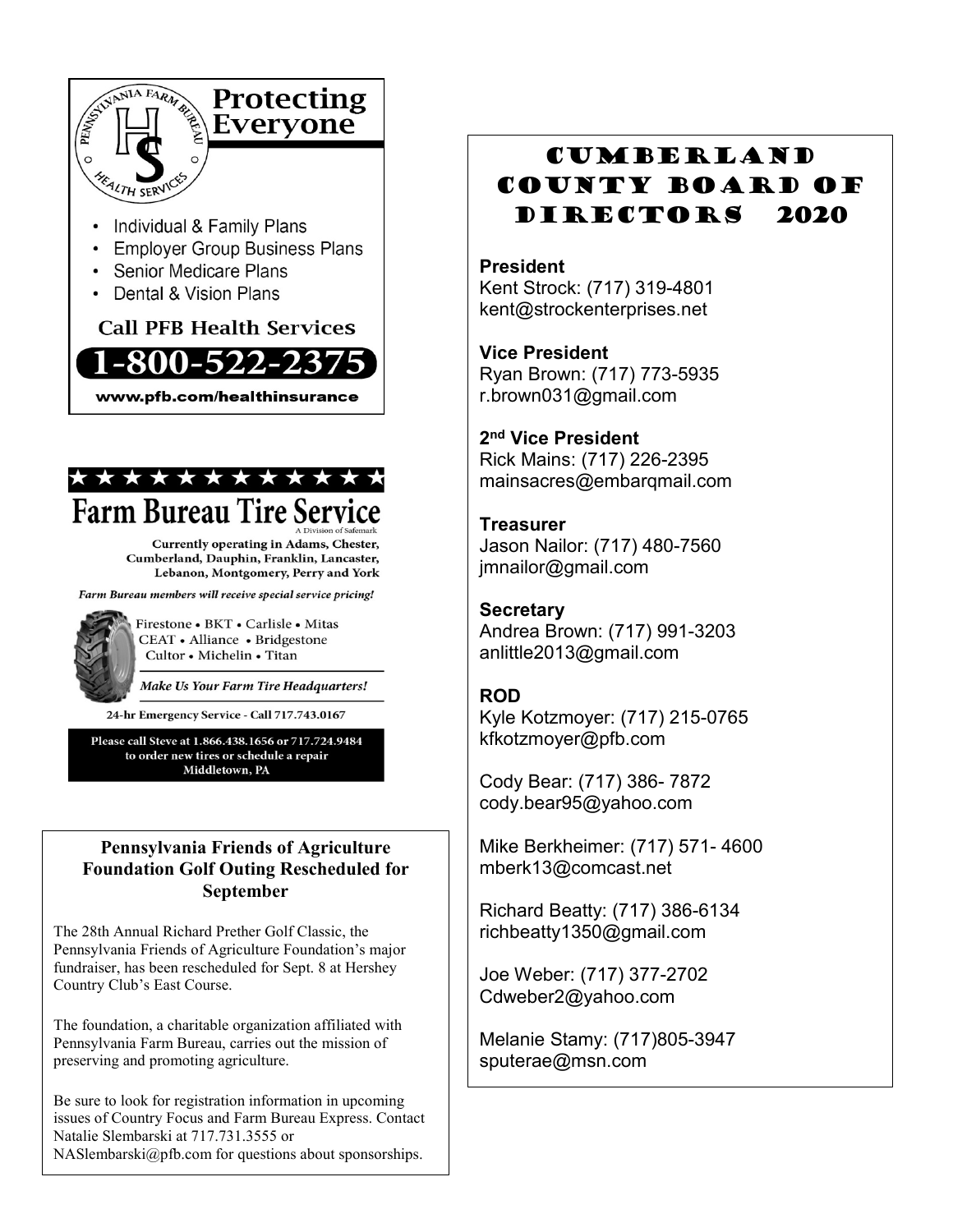## Protecting Everyone

Pennsylvania Farm Bureau Health Services

- Individual & Family Plans
- Employer Group Business Plans
- Senior Medicare Plans
- Dental & Vision Plans

**Call PFB Health Services**

**1-800-522-2375**

www.pfb.com/healthinsurance

## Farm Bureau Tire Service

A Division of Safemark

**Currently operating in Adams, Chester, Cumberland, Dauphin, Franklin, Lancaster, Lebanon, Montgomery, Perry and York**

*Farm Bureau members will receive special service pricing!*

Firestone • BKT • Carlisle • Mitas
CEAT • Alliance • Bridgestone
Cultor • Michelin • Titan

*Make Us Your Farm Tire Headquarters!*

24-hr Emergency Service - Call 717.743.0167

**Please call Steve at 1.866.438.1656 or 717.724.9484 to order new tires or schedule a repair**
**Middletown, PA**

## Pennsylvania Friends of Agriculture Foundation Golf Outing Rescheduled for September

The 28th Annual Richard Prether Golf Classic, the Pennsylvania Friends of Agriculture Foundation's major fundraiser, has been rescheduled for Sept. 8 at Hershey Country Club's East Course.

The foundation, a charitable organization affiliated with Pennsylvania Farm Bureau, carries out the mission of preserving and promoting agriculture.

Be sure to look for registration information in upcoming issues of Country Focus and Farm Bureau Express. Contact Natalie Slembarski at 717.731.3555 or NASlembarski@pfb.com for questions about sponsorships.

# Cumberland County Board of Directors 2020

**President**
Kent Strock: (717) 319-4801
kent@strockenterprises.net

**Vice President**
Ryan Brown: (717) 773-5935
r.brown031@gmail.com

**2nd Vice President**
Rick Mains: (717) 226-2395
mainsacres@embarqmail.com

**Treasurer**
Jason Nailor: (717) 480-7560
jmnailor@gmail.com

**Secretary**
Andrea Brown: (717) 991-3203
anlittle2013@gmail.com

**ROD**
Kyle Kotzmoyer: (717) 215-0765
kfkotzmoyer@pfb.com

Cody Bear: (717) 386- 7872
cody.bear95@yahoo.com

Mike Berkheimer: (717) 571- 4600
mberk13@comcast.net

Richard Beatty: (717) 386-6134
richbeatty1350@gmail.com

Joe Weber: (717) 377-2702
Cdweber2@yahoo.com

Melanie Stamy: (717)805-3947
sputerae@msn.com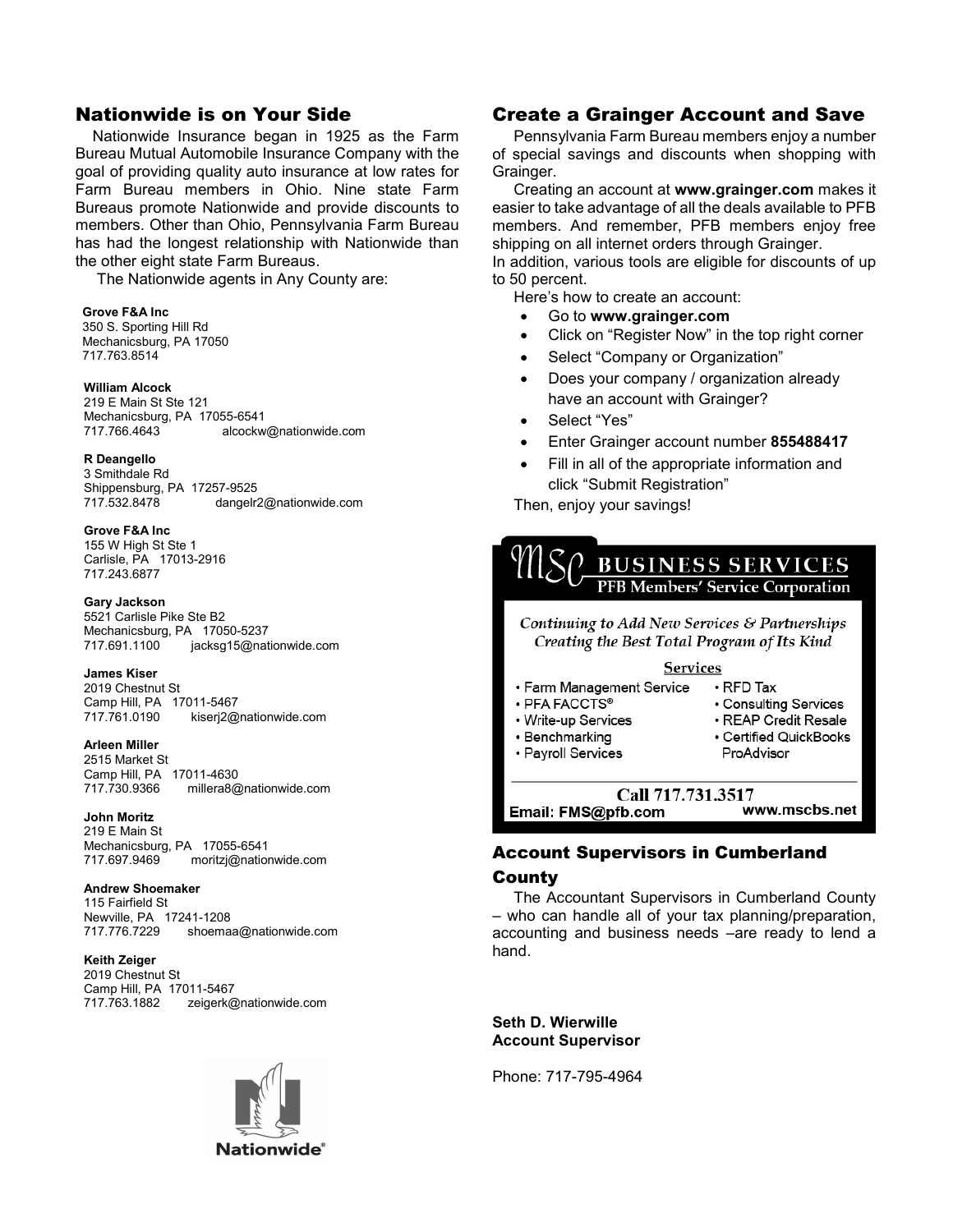## Nationwide is on Your Side

Nationwide Insurance began in 1925 as the Farm Bureau Mutual Automobile Insurance Company with the goal of providing quality auto insurance at low rates for Farm Bureau members in Ohio. Nine state Farm Bureaus promote Nationwide and provide discounts to members. Other than Ohio, Pennsylvania Farm Bureau has had the longest relationship with Nationwide than the other eight state Farm Bureaus.

The Nationwide agents in Any County are:

**Grove F&A Inc**
350 S. Sporting Hill Rd
Mechanicsburg, PA 17050
717.763.8514

**William Alcock**
219 E Main St Ste 121
Mechanicsburg, PA 17055-6541
717.766.4643 alcockw@nationwide.com

**R Deangello**
3 Smithdale Rd
Shippensburg, PA 17257-9525
717.532.8478 dangelr2@nationwide.com

**Grove F&A Inc**
155 W High St Ste 1
Carlisle, PA 17013-2916
717.243.6877

**Gary Jackson**
5521 Carlisle Pike Ste B2
Mechanicsburg, PA 17050-5237
717.691.1100 jacksg15@nationwide.com

**James Kiser**
2019 Chestnut St
Camp Hill, PA 17011-5467
717.761.0190 kiserj2@nationwide.com

**Arleen Miller**
2515 Market St
Camp Hill, PA 17011-4630
717.730.9366 millera8@nationwide.com

**John Moritz**
219 E Main St
Mechanicsburg, PA 17055-6541
717.697.9469 moritzj@nationwide.com

**Andrew Shoemaker**
115 Fairfield St
Newville, PA 17241-1208
717.776.7229 shoemaa@nationwide.com

**Keith Zeiger**
2019 Chestnut St
Camp Hill, PA 17011-5467
717.763.1882 zeigerk@nationwide.com

Nationwide®

## Create a Grainger Account and Save

Pennsylvania Farm Bureau members enjoy a number of special savings and discounts when shopping with Grainger.

Creating an account at **www.grainger.com** makes it easier to take advantage of all the deals available to PFB members. And remember, PFB members enjoy free shipping on all internet orders through Grainger.

In addition, various tools are eligible for discounts of up to 50 percent.

Here's how to create an account:

- Go to **www.grainger.com**
- Click on "Register Now" in the top right corner
- Select "Company or Organization"
- Does your company / organization already have an account with Grainger?
- Select "Yes"
- Enter Grainger account number **855488417**
- Fill in all of the appropriate information and click "Submit Registration"

Then, enjoy your savings!

**MSC BUSINESS SERVICES**
**PFB Members' Service Corporation**

*Continuing to Add New Services & Partnerships*
*Creating the Best Total Program of Its Kind*

**Services**

- Farm Management Service
- PFA FACCTS®
- Write-up Services
- Benchmarking
- Payroll Services
- RFD Tax
- Consulting Services
- REAP Credit Resale
- Certified QuickBooks ProAdvisor

**Call 717.731.3517**
Email: FMS@pfb.com www.mscbs.net

## Account Supervisors in Cumberland County

The Accountant Supervisors in Cumberland County – who can handle all of your tax planning/preparation, accounting and business needs –are ready to lend a hand.

**Seth D. Wierwille**
**Account Supervisor**

Phone: 717-795-4964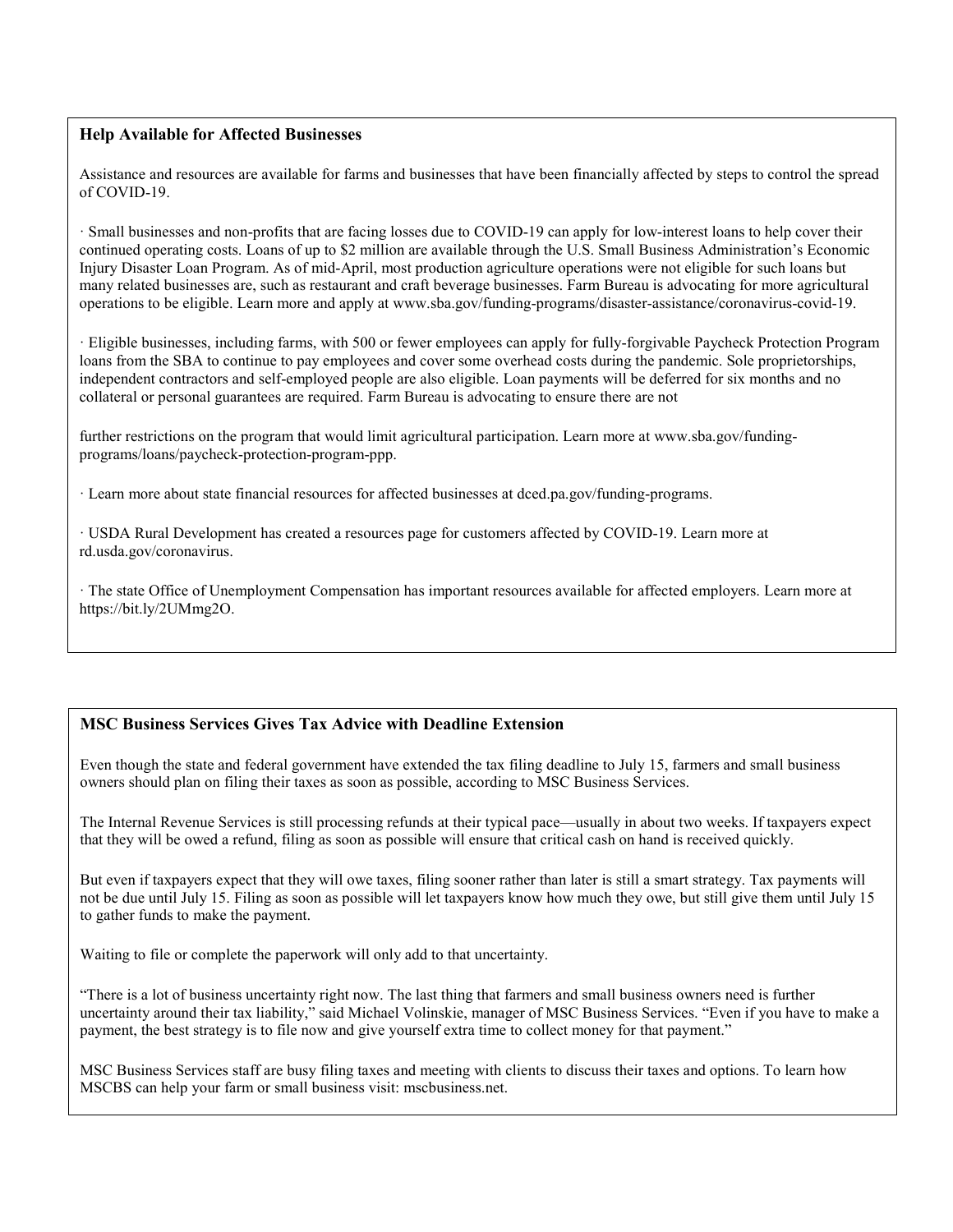### Help Available for Affected Businesses

Assistance and resources are available for farms and businesses that have been financially affected by steps to control the spread of COVID-19.

· Small businesses and non-profits that are facing losses due to COVID-19 can apply for low-interest loans to help cover their continued operating costs. Loans of up to $2 million are available through the U.S. Small Business Administration's Economic Injury Disaster Loan Program. As of mid-April, most production agriculture operations were not eligible for such loans but many related businesses are, such as restaurant and craft beverage businesses. Farm Bureau is advocating for more agricultural operations to be eligible. Learn more and apply at www.sba.gov/funding-programs/disaster-assistance/coronavirus-covid-19.

· Eligible businesses, including farms, with 500 or fewer employees can apply for fully-forgivable Paycheck Protection Program loans from the SBA to continue to pay employees and cover some overhead costs during the pandemic. Sole proprietorships, independent contractors and self-employed people are also eligible. Loan payments will be deferred for six months and no collateral or personal guarantees are required. Farm Bureau is advocating to ensure there are not further restrictions on the program that would limit agricultural participation. Learn more at www.sba.gov/funding-programs/loans/paycheck-protection-program-ppp.

· Learn more about state financial resources for affected businesses at dced.pa.gov/funding-programs.

· USDA Rural Development has created a resources page for customers affected by COVID-19. Learn more at rd.usda.gov/coronavirus.

· The state Office of Unemployment Compensation has important resources available for affected employers. Learn more at https://bit.ly/2UMmg2O.

### MSC Business Services Gives Tax Advice with Deadline Extension

Even though the state and federal government have extended the tax filing deadline to July 15, farmers and small business owners should plan on filing their taxes as soon as possible, according to MSC Business Services.

The Internal Revenue Services is still processing refunds at their typical pace—usually in about two weeks. If taxpayers expect that they will be owed a refund, filing as soon as possible will ensure that critical cash on hand is received quickly.

But even if taxpayers expect that they will owe taxes, filing sooner rather than later is still a smart strategy. Tax payments will not be due until July 15. Filing as soon as possible will let taxpayers know how much they owe, but still give them until July 15 to gather funds to make the payment.

Waiting to file or complete the paperwork will only add to that uncertainty.

"There is a lot of business uncertainty right now. The last thing that farmers and small business owners need is further uncertainty around their tax liability," said Michael Volinskie, manager of MSC Business Services. "Even if you have to make a payment, the best strategy is to file now and give yourself extra time to collect money for that payment."

MSC Business Services staff are busy filing taxes and meeting with clients to discuss their taxes and options. To learn how MSCBS can help your farm or small business visit: mscbusiness.net.